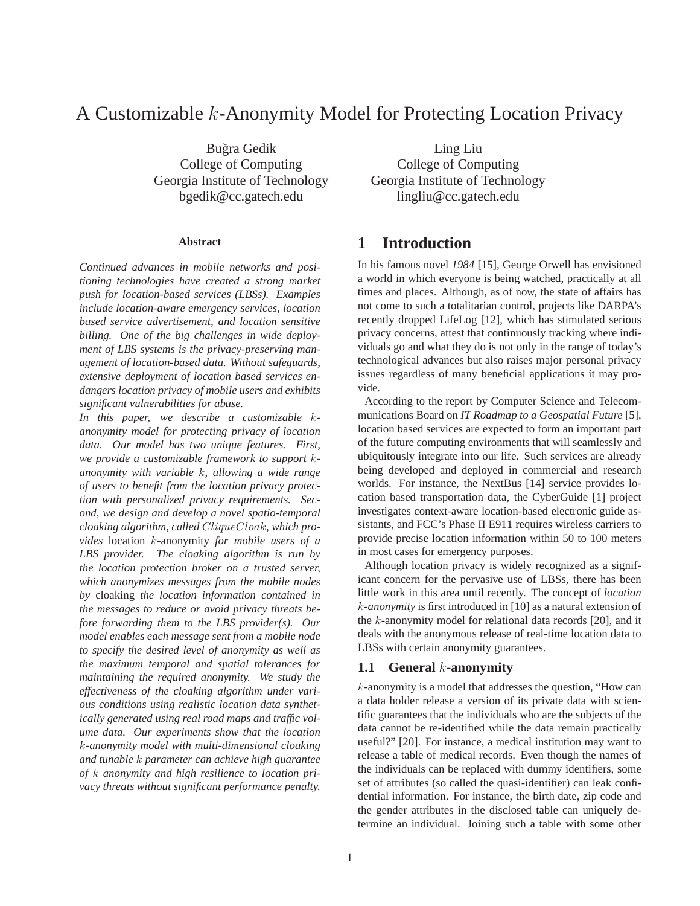# A Customizable $k$-Anonymity Model for Protecting Location Privacy

Buğra Gedik
College of Computing
Georgia Institute of Technology
bgedik@cc.gatech.edu

Ling Liu
College of Computing
Georgia Institute of Technology
lingliu@cc.gatech.edu

### Abstract

*Continued advances in mobile networks and positioning technologies have created a strong market push for location-based services (LBSs). Examples include location-aware emergency services, location based service advertisement, and location sensitive billing. One of the big challenges in wide deployment of LBS systems is the privacy-preserving management of location-based data. Without safeguards, extensive deployment of location based services endangers location privacy of mobile users and exhibits significant vulnerabilities for abuse.*

*In this paper, we describe a customizable $k$-anonymity model for protecting privacy of location data. Our model has two unique features. First, we provide a customizable framework to support $k$-anonymity with variable $k$, allowing a wide range of users to benefit from the location privacy protection with personalized privacy requirements. Second, we design and develop a novel spatio-temporal cloaking algorithm, called $CliqueCloak$, which provides* location $k$-anonymity *for mobile users of a LBS provider. The cloaking algorithm is run by the location protection broker on a trusted server, which anonymizes messages from the mobile nodes by* cloaking *the location information contained in the messages to reduce or avoid privacy threats before forwarding them to the LBS provider(s). Our model enables each message sent from a mobile node to specify the desired level of anonymity as well as the maximum temporal and spatial tolerances for maintaining the required anonymity. We study the effectiveness of the cloaking algorithm under various conditions using realistic location data synthetically generated using real road maps and traffic volume data. Our experiments show that the location $k$-anonymity model with multi-dimensional cloaking and tunable $k$ parameter can achieve high guarantee of $k$ anonymity and high resilience to location privacy threats without significant performance penalty.*

## 1 Introduction

In his famous novel *1984* [15], George Orwell has envisioned a world in which everyone is being watched, practically at all times and places. Although, as of now, the state of affairs has not come to such a totalitarian control, projects like DARPA's recently dropped LifeLog [12], which has stimulated serious privacy concerns, attest that continuously tracking where individuals go and what they do is not only in the range of today's technological advances but also raises major personal privacy issues regardless of many beneficial applications it may provide.

According to the report by Computer Science and Telecommunications Board on *IT Roadmap to a Geospatial Future* [5], location based services are expected to form an important part of the future computing environments that will seamlessly and ubiquitously integrate into our life. Such services are already being developed and deployed in commercial and research worlds. For instance, the NextBus [14] service provides location based transportation data, the CyberGuide [1] project investigates context-aware location-based electronic guide assistants, and FCC's Phase II E911 requires wireless carriers to provide precise location information within 50 to 100 meters in most cases for emergency purposes.

Although location privacy is widely recognized as a significant concern for the pervasive use of LBSs, there has been little work in this area until recently. The concept of *location $k$-anonymity* is first introduced in [10] as a natural extension of the $k$-anonymity model for relational data records [20], and it deals with the anonymous release of real-time location data to LBSs with certain anonymity guarantees.

### 1.1 General $k$-anonymity

$k$-anonymity is a model that addresses the question, "How can a data holder release a version of its private data with scientific guarantees that the individuals who are the subjects of the data cannot be re-identified while the data remain practically useful?" [20]. For instance, a medical institution may want to release a table of medical records. Even though the names of the individuals can be replaced with dummy identifiers, some set of attributes (so called the quasi-identifier) can leak confidential information. For instance, the birth date, zip code and the gender attributes in the disclosed table can uniquely determine an individual. Joining such a table with some other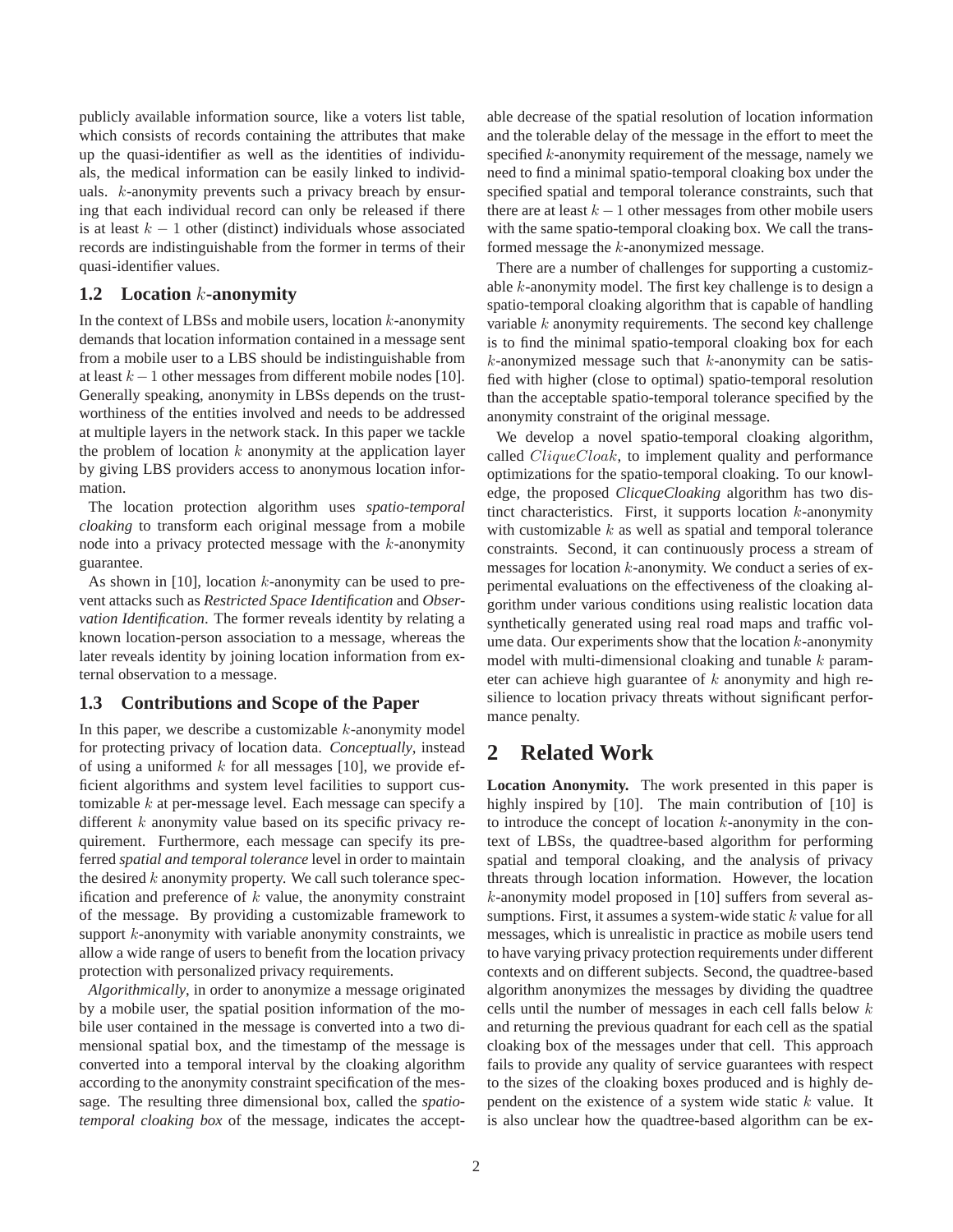publicly available information source, like a voters list table, which consists of records containing the attributes that make up the quasi-identifier as well as the identities of individuals, the medical information can be easily linked to individuals. $k$-anonymity prevents such a privacy breach by ensuring that each individual record can only be released if there is at least $k - 1$ other (distinct) individuals whose associated records are indistinguishable from the former in terms of their quasi-identifier values.

## 1.2 Location $k$-anonymity

In the context of LBSs and mobile users, location $k$-anonymity demands that location information contained in a message sent from a mobile user to a LBS should be indistinguishable from at least $k - 1$ other messages from different mobile nodes [10]. Generally speaking, anonymity in LBSs depends on the trustworthiness of the entities involved and needs to be addressed at multiple layers in the network stack. In this paper we tackle the problem of location $k$ anonymity at the application layer by giving LBS providers access to anonymous location information.

The location protection algorithm uses *spatio-temporal cloaking* to transform each original message from a mobile node into a privacy protected message with the $k$-anonymity guarantee.

As shown in [10], location $k$-anonymity can be used to prevent attacks such as *Restricted Space Identification* and *Observation Identification*. The former reveals identity by relating a known location-person association to a message, whereas the later reveals identity by joining location information from external observation to a message.

## 1.3 Contributions and Scope of the Paper

In this paper, we describe a customizable $k$-anonymity model for protecting privacy of location data. *Conceptually*, instead of using a uniformed $k$ for all messages [10], we provide efficient algorithms and system level facilities to support customizable $k$ at per-message level. Each message can specify a different $k$ anonymity value based on its specific privacy requirement. Furthermore, each message can specify its preferred *spatial and temporal tolerance* level in order to maintain the desired $k$ anonymity property. We call such tolerance specification and preference of $k$ value, the anonymity constraint of the message. By providing a customizable framework to support $k$-anonymity with variable anonymity constraints, we allow a wide range of users to benefit from the location privacy protection with personalized privacy requirements.

*Algorithmically*, in order to anonymize a message originated by a mobile user, the spatial position information of the mobile user contained in the message is converted into a two dimensional spatial box, and the timestamp of the message is converted into a temporal interval by the cloaking algorithm according to the anonymity constraint specification of the message. The resulting three dimensional box, called the *spatio-temporal cloaking box* of the message, indicates the acceptable decrease of the spatial resolution of location information and the tolerable delay of the message in the effort to meet the specified $k$-anonymity requirement of the message, namely we need to find a minimal spatio-temporal cloaking box under the specified spatial and temporal tolerance constraints, such that there are at least $k - 1$ other messages from other mobile users with the same spatio-temporal cloaking box. We call the transformed message the $k$-anonymized message.

There are a number of challenges for supporting a customizable $k$-anonymity model. The first key challenge is to design a spatio-temporal cloaking algorithm that is capable of handling variable $k$ anonymity requirements. The second key challenge is to find the minimal spatio-temporal cloaking box for each $k$-anonymized message such that $k$-anonymity can be satisfied with higher (close to optimal) spatio-temporal resolution than the acceptable spatio-temporal tolerance specified by the anonymity constraint of the original message.

We develop a novel spatio-temporal cloaking algorithm, called $CliqueCloak$, to implement quality and performance optimizations for the spatio-temporal cloaking. To our knowledge, the proposed *ClicqueCloaking* algorithm has two distinct characteristics. First, it supports location $k$-anonymity with customizable $k$ as well as spatial and temporal tolerance constraints. Second, it can continuously process a stream of messages for location $k$-anonymity. We conduct a series of experimental evaluations on the effectiveness of the cloaking algorithm under various conditions using realistic location data synthetically generated using real road maps and traffic volume data. Our experiments show that the location $k$-anonymity model with multi-dimensional cloaking and tunable $k$ parameter can achieve high guarantee of $k$ anonymity and high resilience to location privacy threats without significant performance penalty.

# 2 Related Work

**Location Anonymity.** The work presented in this paper is highly inspired by [10]. The main contribution of [10] is to introduce the concept of location $k$-anonymity in the context of LBSs, the quadtree-based algorithm for performing spatial and temporal cloaking, and the analysis of privacy threats through location information. However, the location $k$-anonymity model proposed in [10] suffers from several assumptions. First, it assumes a system-wide static $k$ value for all messages, which is unrealistic in practice as mobile users tend to have varying privacy protection requirements under different contexts and on different subjects. Second, the quadtree-based algorithm anonymizes the messages by dividing the quadtree cells until the number of messages in each cell falls below $k$ and returning the previous quadrant for each cell as the spatial cloaking box of the messages under that cell. This approach fails to provide any quality of service guarantees with respect to the sizes of the cloaking boxes produced and is highly dependent on the existence of a system wide static $k$ value. It is also unclear how the quadtree-based algorithm can be ex-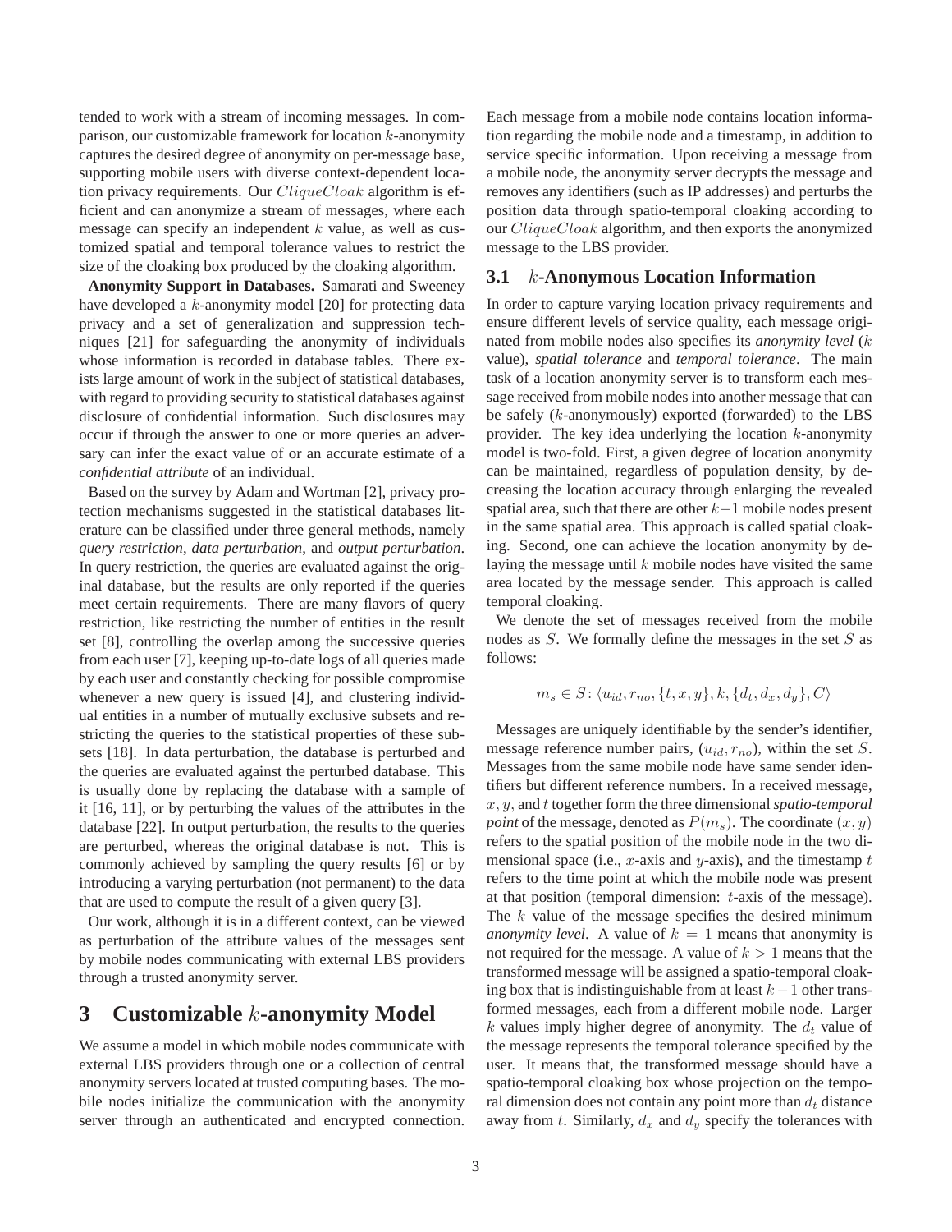tended to work with a stream of incoming messages. In comparison, our customizable framework for location $k$-anonymity captures the desired degree of anonymity on per-message base, supporting mobile users with diverse context-dependent location privacy requirements. Our $CliqueCloak$ algorithm is efficient and can anonymize a stream of messages, where each message can specify an independent $k$ value, as well as customized spatial and temporal tolerance values to restrict the size of the cloaking box produced by the cloaking algorithm.

**Anonymity Support in Databases.** Samarati and Sweeney have developed a $k$-anonymity model [20] for protecting data privacy and a set of generalization and suppression techniques [21] for safeguarding the anonymity of individuals whose information is recorded in database tables. There exists large amount of work in the subject of statistical databases, with regard to providing security to statistical databases against disclosure of confidential information. Such disclosures may occur if through the answer to one or more queries an adversary can infer the exact value of or an accurate estimate of a *confidential attribute* of an individual.

Based on the survey by Adam and Wortman [2], privacy protection mechanisms suggested in the statistical databases literature can be classified under three general methods, namely *query restriction*, *data perturbation*, and *output perturbation*. In query restriction, the queries are evaluated against the original database, but the results are only reported if the queries meet certain requirements. There are many flavors of query restriction, like restricting the number of entities in the result set [8], controlling the overlap among the successive queries from each user [7], keeping up-to-date logs of all queries made by each user and constantly checking for possible compromise whenever a new query is issued [4], and clustering individual entities in a number of mutually exclusive subsets and restricting the queries to the statistical properties of these subsets [18]. In data perturbation, the database is perturbed and the queries are evaluated against the perturbed database. This is usually done by replacing the database with a sample of it [16, 11], or by perturbing the values of the attributes in the database [22]. In output perturbation, the results to the queries are perturbed, whereas the original database is not. This is commonly achieved by sampling the query results [6] or by introducing a varying perturbation (not permanent) to the data that are used to compute the result of a given query [3].

Our work, although it is in a different context, can be viewed as perturbation of the attribute values of the messages sent by mobile nodes communicating with external LBS providers through a trusted anonymity server.

# 3 Customizable $k$-anonymity Model

We assume a model in which mobile nodes communicate with external LBS providers through one or a collection of central anonymity servers located at trusted computing bases. The mobile nodes initialize the communication with the anonymity server through an authenticated and encrypted connection. Each message from a mobile node contains location information regarding the mobile node and a timestamp, in addition to service specific information. Upon receiving a message from a mobile node, the anonymity server decrypts the message and removes any identifiers (such as IP addresses) and perturbs the position data through spatio-temporal cloaking according to our $CliqueCloak$ algorithm, and then exports the anonymized message to the LBS provider.

## 3.1 $k$-Anonymous Location Information

In order to capture varying location privacy requirements and ensure different levels of service quality, each message originated from mobile nodes also specifies its *anonymity level* ($k$ value), *spatial tolerance* and *temporal tolerance*. The main task of a location anonymity server is to transform each message received from mobile nodes into another message that can be safely ($k$-anonymously) exported (forwarded) to the LBS provider. The key idea underlying the location $k$-anonymity model is two-fold. First, a given degree of location anonymity can be maintained, regardless of population density, by decreasing the location accuracy through enlarging the revealed spatial area, such that there are other $k-1$ mobile nodes present in the same spatial area. This approach is called spatial cloaking. Second, one can achieve the location anonymity by delaying the message until $k$ mobile nodes have visited the same area located by the message sender. This approach is called temporal cloaking.

We denote the set of messages received from the mobile nodes as $S$. We formally define the messages in the set $S$ as follows:

$$m_s \in S\colon \langle u_{id}, r_{no}, \{t, x, y\}, k, \{d_t, d_x, d_y\}, C\rangle$$

Messages are uniquely identifiable by the sender's identifier, message reference number pairs, $(u_{id}, r_{no})$, within the set $S$. Messages from the same mobile node have same sender identifiers but different reference numbers. In a received message, $x, y$, and $t$ together form the three dimensional *spatio-temporal point* of the message, denoted as $P(m_s)$. The coordinate $(x, y)$ refers to the spatial position of the mobile node in the two dimensional space (i.e., $x$-axis and $y$-axis), and the timestamp $t$ refers to the time point at which the mobile node was present at that position (temporal dimension: $t$-axis of the message). The $k$ value of the message specifies the desired minimum *anonymity level*. A value of $k = 1$ means that anonymity is not required for the message. A value of $k > 1$ means that the transformed message will be assigned a spatio-temporal cloaking box that is indistinguishable from at least $k-1$ other transformed messages, each from a different mobile node. Larger $k$ values imply higher degree of anonymity. The $d_t$ value of the message represents the temporal tolerance specified by the user. It means that, the transformed message should have a spatio-temporal cloaking box whose projection on the temporal dimension does not contain any point more than $d_t$ distance away from $t$. Similarly, $d_x$ and $d_y$ specify the tolerances with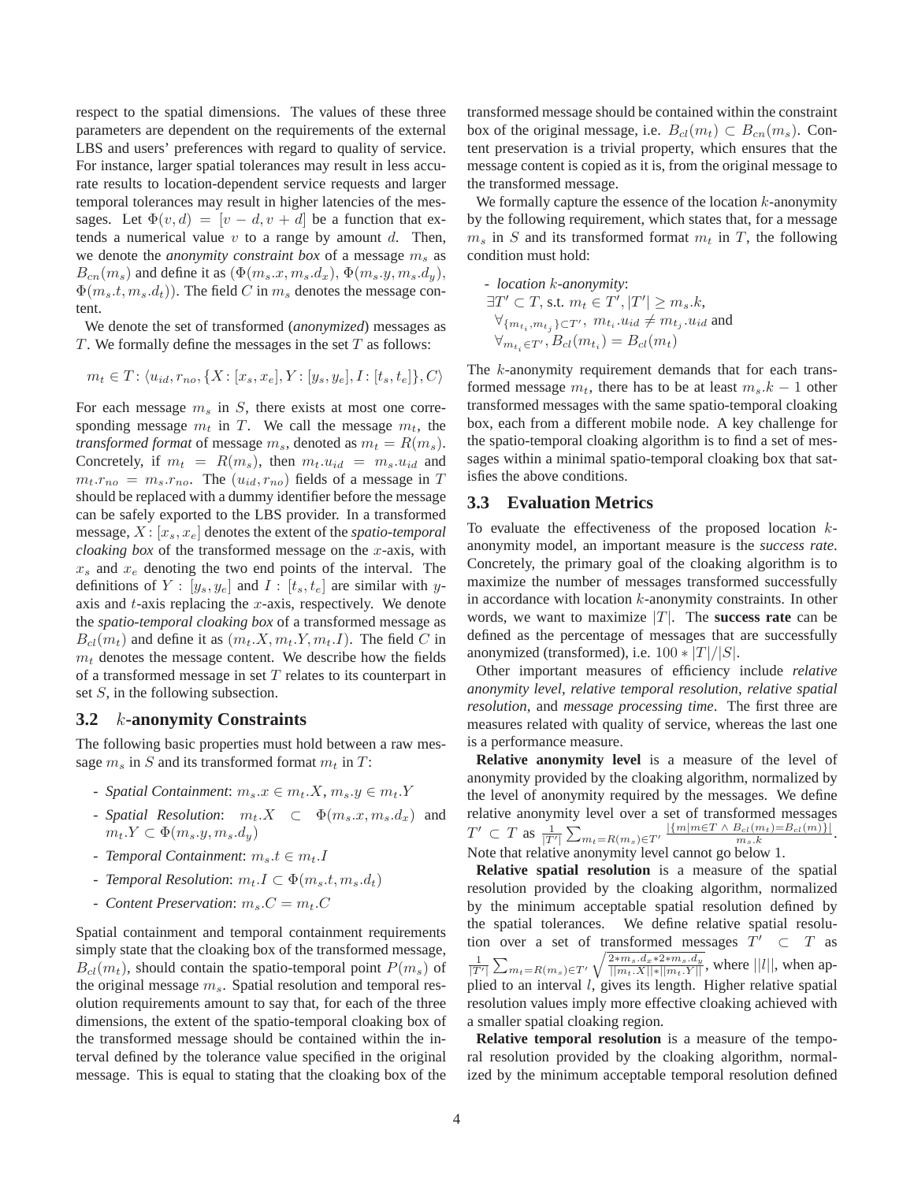respect to the spatial dimensions. The values of these three parameters are dependent on the requirements of the external LBS and users' preferences with regard to quality of service. For instance, larger spatial tolerances may result in less accurate results to location-dependent service requests and larger temporal tolerances may result in higher latencies of the messages. Let $\Phi(v, d) = [v - d, v + d]$ be a function that extends a numerical value $v$ to a range by amount $d$. Then, we denote the ***anonymity constraint box*** of a message $m_s$ as $B_{cn}(m_s)$ and define it as $(\Phi(m_s.x, m_s.d_x), \Phi(m_s.y, m_s.d_y), \Phi(m_s.t, m_s.d_t))$. The field $C$ in $m_s$ denotes the message content.

We denote the set of transformed (*anonymized*) messages as $T$. We formally define the messages in the set $T$ as follows:

$$m_t \in T : \langle u_{id}, r_{no}, \{X : [x_s, x_e], Y : [y_s, y_e], I : [t_s, t_e]\}, C\rangle$$

For each message $m_s$ in $S$, there exists at most one corresponding message $m_t$ in $T$. We call the message $m_t$, the ***transformed format*** of message $m_s$, denoted as $m_t = R(m_s)$. Concretely, if $m_t = R(m_s)$, then $m_t.u_{id} = m_s.u_{id}$ and $m_t.r_{no} = m_s.r_{no}$. The $(u_{id}, r_{no})$ fields of a message in $T$ should be replaced with a dummy identifier before the message can be safely exported to the LBS provider. In a transformed message, $X : [x_s, x_e]$ denotes the extent of the ***spatio-temporal cloaking box*** of the transformed message on the $x$-axis, with $x_s$ and $x_e$ denoting the two end points of the interval. The definitions of $Y : [y_s, y_e]$ and $I : [t_s, t_e]$ are similar with $y$-axis and $t$-axis replacing the $x$-axis, respectively. We denote the ***spatio-temporal cloaking box*** of a transformed message as $B_{cl}(m_t)$ and define it as $(m_t.X, m_t.Y, m_t.I)$. The field $C$ in $m_t$ denotes the message content. We describe how the fields of a transformed message in set $T$ relates to its counterpart in set $S$, in the following subsection.

## 3.2 $k$-anonymity Constraints

The following basic properties must hold between a raw message $m_s$ in $S$ and its transformed format $m_t$ in $T$:

- *Spatial Containment*: $m_s.x \in m_t.X$, $m_s.y \in m_t.Y$
- *Spatial Resolution*: $m_t.X \subset \Phi(m_s.x, m_s.d_x)$ and $m_t.Y \subset \Phi(m_s.y, m_s.d_y)$
- *Temporal Containment*: $m_s.t \in m_t.I$
- *Temporal Resolution*: $m_t.I \subset \Phi(m_s.t, m_s.d_t)$
- *Content Preservation*: $m_s.C = m_t.C$

Spatial containment and temporal containment requirements simply state that the cloaking box of the transformed message, $B_{cl}(m_t)$, should contain the spatio-temporal point $P(m_s)$ of the original message $m_s$. Spatial resolution and temporal resolution requirements amount to say that, for each of the three dimensions, the extent of the spatio-temporal cloaking box of the transformed message should be contained within the interval defined by the tolerance value specified in the original message. This is equal to stating that the cloaking box of the transformed message should be contained within the constraint box of the original message, i.e. $B_{cl}(m_t) \subset B_{cn}(m_s)$. Content preservation is a trivial property, which ensures that the message content is copied as it is, from the original message to the transformed message.

We formally capture the essence of the location $k$-anonymity by the following requirement, which states that, for a message $m_s$ in $S$ and its transformed format $m_t$ in $T$, the following condition must hold:

- *location $k$-anonymity*:
  $\exists T' \subset T$, s.t. $m_t \in T', |T'| \geq m_s.k$,
  $\forall_{\{m_{t_i}, m_{t_j}\} \subset T'},\ m_{t_i}.u_{id} \neq m_{t_j}.u_{id}$ and
  $\forall_{m_{t_i} \in T'}, B_{cl}(m_{t_i}) = B_{cl}(m_t)$

The $k$-anonymity requirement demands that for each transformed message $m_t$, there has to be at least $m_s.k - 1$ other transformed messages with the same spatio-temporal cloaking box, each from a different mobile node. A key challenge for the spatio-temporal cloaking algorithm is to find a set of messages within a minimal spatio-temporal cloaking box that satisfies the above conditions.

## 3.3 Evaluation Metrics

To evaluate the effectiveness of the proposed location $k$-anonymity model, an important measure is the *success rate*. Concretely, the primary goal of the cloaking algorithm is to maximize the number of messages transformed successfully in accordance with location $k$-anonymity constraints. In other words, we want to maximize $|T|$. The **success rate** can be defined as the percentage of messages that are successfully anonymized (transformed), i.e. $100 * |T|/|S|$.

Other important measures of efficiency include *relative anonymity level*, *relative temporal resolution*, *relative spatial resolution*, and *message processing time*. The first three are measures related with quality of service, whereas the last one is a performance measure.

**Relative anonymity level** is a measure of the level of anonymity provided by the cloaking algorithm, normalized by the level of anonymity required by the messages. We define relative anonymity level over a set of transformed messages $T' \subset T$ as $\frac{1}{|T'|} \sum_{m_t = R(m_s) \in T'} \frac{|\{m | m \in T \wedge B_{cl}(m_t) = B_{cl}(m)\}|}{m_s.k}$. Note that relative anonymity level cannot go below 1.

**Relative spatial resolution** is a measure of the spatial resolution provided by the cloaking algorithm, normalized by the minimum acceptable spatial resolution defined by the spatial tolerances. We define relative spatial resolution over a set of transformed messages $T' \subset T$ as $\frac{1}{|T'|} \sum_{m_t = R(m_s) \in T'} \sqrt{\frac{2 * m_s.d_x * 2 * m_s.d_y}{||m_t.X|| * ||m_t.Y||}}$, where $||l||$, when applied to an interval $l$, gives its length. Higher relative spatial resolution values imply more effective cloaking achieved with a smaller spatial cloaking region.

**Relative temporal resolution** is a measure of the temporal resolution provided by the cloaking algorithm, normalized by the minimum acceptable temporal resolution defined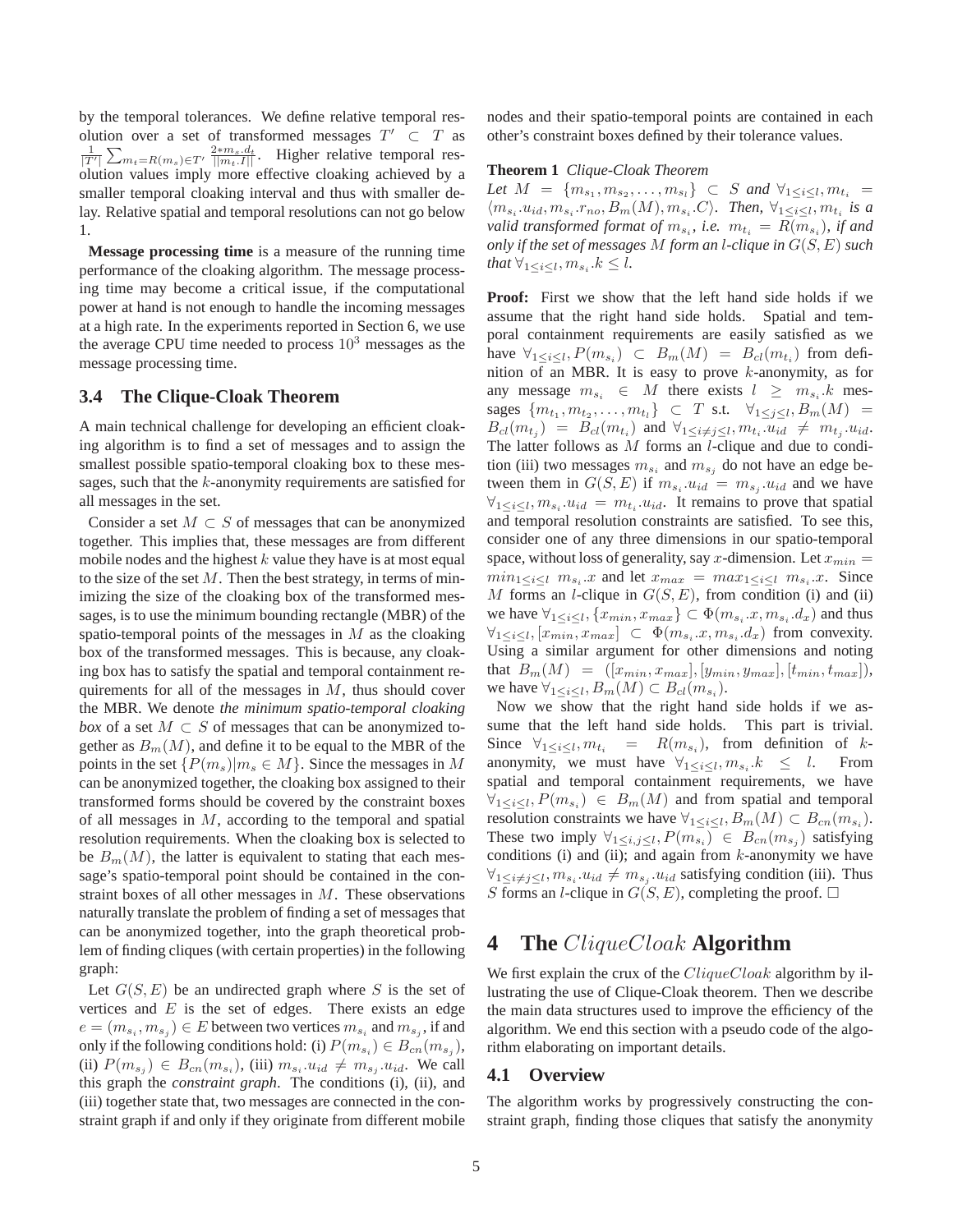by the temporal tolerances. We define relative temporal resolution over a set of transformed messages $T' \subset T$ as $\frac{1}{|T'|}\sum_{m_t=R(m_s)\in T'} \frac{2*m_s.d_t}{||m_t.I||}$. Higher relative temporal resolution values imply more effective cloaking achieved by a smaller temporal cloaking interval and thus with smaller delay. Relative spatial and temporal resolutions can not go below 1.

**Message processing time** is a measure of the running time performance of the cloaking algorithm. The message processing time may become a critical issue, if the computational power at hand is not enough to handle the incoming messages at a high rate. In the experiments reported in Section 6, we use the average CPU time needed to process $10^3$ messages as the message processing time.

### 3.4 The Clique-Cloak Theorem

A main technical challenge for developing an efficient cloaking algorithm is to find a set of messages and to assign the smallest possible spatio-temporal cloaking box to these messages, such that the $k$-anonymity requirements are satisfied for all messages in the set.

Consider a set $M \subset S$ of messages that can be anonymized together. This implies that, these messages are from different mobile nodes and the highest $k$ value they have is at most equal to the size of the set $M$. Then the best strategy, in terms of minimizing the size of the cloaking box of the transformed messages, is to use the minimum bounding rectangle (MBR) of the spatio-temporal points of the messages in $M$ as the cloaking box of the transformed messages. This is because, any cloaking box has to satisfy the spatial and temporal containment requirements for all of the messages in $M$, thus should cover the MBR. We denote *the minimum spatio-temporal cloaking box* of a set $M \subset S$ of messages that can be anonymized together as $B_m(M)$, and define it to be equal to the MBR of the points in the set $\{P(m_s)|m_s \in M\}$. Since the messages in $M$ can be anonymized together, the cloaking box assigned to their transformed forms should be covered by the constraint boxes of all messages in $M$, according to the temporal and spatial resolution requirements. When the cloaking box is selected to be $B_m(M)$, the latter is equivalent to stating that each message's spatio-temporal point should be contained in the constraint boxes of all other messages in $M$. These observations naturally translate the problem of finding a set of messages that can be anonymized together, into the graph theoretical problem of finding cliques (with certain properties) in the following graph:

Let $G(S, E)$ be an undirected graph where $S$ is the set of vertices and $E$ is the set of edges. There exists an edge $e = (m_{s_i}, m_{s_j}) \in E$ between two vertices $m_{s_i}$ and $m_{s_j}$, if and only if the following conditions hold: (i) $P(m_{s_i}) \in B_{cn}(m_{s_j})$, (ii) $P(m_{s_j}) \in B_{cn}(m_{s_i})$, (iii) $m_{s_i}.u_{id} \neq m_{s_j}.u_{id}$. We call this graph the *constraint graph*. The conditions (i), (ii), and (iii) together state that, two messages are connected in the constraint graph if and only if they originate from different mobile nodes and their spatio-temporal points are contained in each other's constraint boxes defined by their tolerance values.

**Theorem 1** *Clique-Cloak Theorem*
*Let $M = \{m_{s_1}, m_{s_2}, \ldots, m_{s_l}\} \subset S$ and $\forall_{1\leq i \leq l}, m_{t_i} = \langle m_{s_i}.u_{id}, m_{s_i}.r_{no}, B_m(M), m_{s_i}.C\rangle$. Then, $\forall_{1\leq i\leq l}, m_{t_i}$ is a valid transformed format of $m_{s_i}$, i.e. $m_{t_i} = R(m_{s_i})$, if and only if the set of messages $M$ form an $l$-clique in $G(S, E)$ such that $\forall_{1\leq i\leq l}, m_{s_i}.k \leq l$.*

**Proof:** First we show that the left hand side holds if we assume that the right hand side holds. Spatial and temporal containment requirements are easily satisfied as we have $\forall_{1\leq i\leq l}, P(m_{s_i}) \subset B_m(M) = B_{cl}(m_{t_i})$ from definition of an MBR. It is easy to prove $k$-anonymity, as for any message $m_{s_i} \in M$ there exists $l \geq m_{s_i}.k$ messages $\{m_{t_1}, m_{t_2}, \ldots, m_{t_l}\} \subset T$ s.t. $\forall_{1\leq j\leq l}, B_m(M) = B_{cl}(m_{t_j}) = B_{cl}(m_{t_i})$ and $\forall_{1\leq i\neq j\leq l}, m_{t_i}.u_{id} \neq m_{t_j}.u_{id}$. The latter follows as $M$ forms an $l$-clique and due to condition (iii) two messages $m_{s_i}$ and $m_{s_j}$ do not have an edge between them in $G(S, E)$ if $m_{s_i}.u_{id} = m_{s_j}.u_{id}$ and we have $\forall_{1\leq i\leq l}, m_{s_i}.u_{id} = m_{t_i}.u_{id}$. It remains to prove that spatial and temporal resolution constraints are satisfied. To see this, consider one of any three dimensions in our spatio-temporal space, without loss of generality, say $x$-dimension. Let $x_{min} = min_{1\leq i\leq l}\ m_{s_i}.x$ and let $x_{max} = max_{1\leq i\leq l}\ m_{s_i}.x$. Since $M$ forms an $l$-clique in $G(S, E)$, from condition (i) and (ii) we have $\forall_{1\leq i\leq l}, \{x_{min}, x_{max}\} \subset \Phi(m_{s_i}.x, m_{s_i}.d_x)$ and thus $\forall_{1\leq i\leq l}, [x_{min}, x_{max}] \subset \Phi(m_{s_i}.x, m_{s_i}.d_x)$ from convexity. Using a similar argument for other dimensions and noting that $B_m(M) = ([x_{min}, x_{max}], [y_{min}, y_{max}], [t_{min}, t_{max}])$, we have $\forall_{1\leq i\leq l}, B_m(M) \subset B_{cl}(m_{s_i})$.

Now we show that the right hand side holds if we assume that the left hand side holds. This part is trivial. Since $\forall_{1\leq i\leq l}, m_{t_i} = R(m_{s_i})$, from definition of $k$-anonymity, we must have $\forall_{1\leq i\leq l}, m_{s_i}.k \leq l$. From spatial and temporal containment requirements, we have $\forall_{1\leq i\leq l}, P(m_{s_i}) \in B_m(M)$ and from spatial and temporal resolution constraints we have $\forall_{1\leq i\leq l}, B_m(M) \subset B_{cn}(m_{s_i})$. These two imply $\forall_{1\leq i,j\leq l}, P(m_{s_i}) \in B_{cn}(m_{s_j})$ satisfying conditions (i) and (ii); and again from $k$-anonymity we have $\forall_{1\leq i\neq j\leq l}, m_{s_i}.u_{id} \neq m_{s_j}.u_{id}$ satisfying condition (iii). Thus $S$ forms an $l$-clique in $G(S, E)$, completing the proof. □

## 4 The $CliqueCloak$ Algorithm

We first explain the crux of the $CliqueCloak$ algorithm by illustrating the use of Clique-Cloak theorem. Then we describe the main data structures used to improve the efficiency of the algorithm. We end this section with a pseudo code of the algorithm elaborating on important details.

### 4.1 Overview

The algorithm works by progressively constructing the constraint graph, finding those cliques that satisfy the anonymity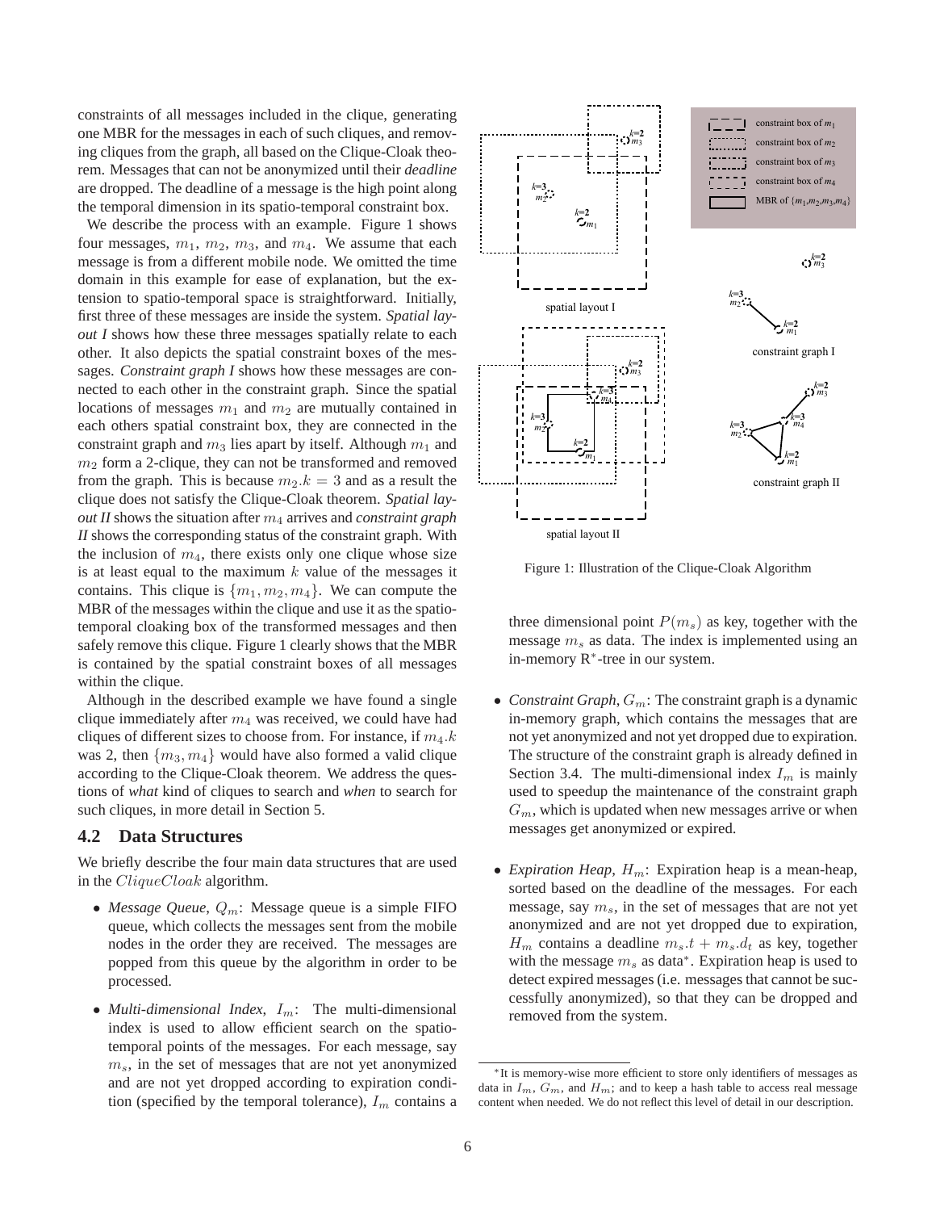constraints of all messages included in the clique, generating one MBR for the messages in each of such cliques, and removing cliques from the graph, all based on the Clique-Cloak theorem. Messages that can not be anonymized until their *deadline* are dropped. The deadline of a message is the high point along the temporal dimension in its spatio-temporal constraint box.

We describe the process with an example. Figure 1 shows four messages, $m_1$, $m_2$, $m_3$, and $m_4$. We assume that each message is from a different mobile node. We omitted the time domain in this example for ease of explanation, but the extension to spatio-temporal space is straightforward. Initially, first three of these messages are inside the system. *Spatial layout I* shows how these three messages spatially relate to each other. It also depicts the spatial constraint boxes of the messages. *Constraint graph I* shows how these messages are connected to each other in the constraint graph. Since the spatial locations of messages $m_1$ and $m_2$ are mutually contained in each others spatial constraint box, they are connected in the constraint graph and $m_3$ lies apart by itself. Although $m_1$ and $m_2$ form a 2-clique, they can not be transformed and removed from the graph. This is because $m_2.k = 3$ and as a result the clique does not satisfy the Clique-Cloak theorem. *Spatial layout II* shows the situation after $m_4$ arrives and *constraint graph II* shows the corresponding status of the constraint graph. With the inclusion of $m_4$, there exists only one clique whose size is at least equal to the maximum $k$ value of the messages it contains. This clique is $\{m_1, m_2, m_4\}$. We can compute the MBR of the messages within the clique and use it as the spatio-temporal cloaking box of the transformed messages and then safely remove this clique. Figure 1 clearly shows that the MBR is contained by the spatial constraint boxes of all messages within the clique.

Although in the described example we have found a single clique immediately after $m_4$ was received, we could have had cliques of different sizes to choose from. For instance, if $m_4.k$ was 2, then $\{m_3, m_4\}$ would have also formed a valid clique according to the Clique-Cloak theorem. We address the questions of *what* kind of cliques to search and *when* to search for such cliques, in more detail in Section 5.

Figure 1: Illustration of the Clique-Cloak Algorithm

## 4.2 Data Structures

We briefly describe the four main data structures that are used in the $CliqueCloak$ algorithm.

- *Message Queue*, $Q_m$: Message queue is a simple FIFO queue, which collects the messages sent from the mobile nodes in the order they are received. The messages are popped from this queue by the algorithm in order to be processed.
- *Multi-dimensional Index*, $I_m$: The multi-dimensional index is used to allow efficient search on the spatio-temporal points of the messages. For each message, say $m_s$, in the set of messages that are not yet anonymized and are not yet dropped according to expiration condition (specified by the temporal tolerance), $I_m$ contains a three dimensional point $P(m_s)$ as key, together with the message $m_s$ as data. The index is implemented using an in-memory R*-tree in our system.
- *Constraint Graph*, $G_m$: The constraint graph is a dynamic in-memory graph, which contains the messages that are not yet anonymized and not yet dropped due to expiration. The structure of the constraint graph is already defined in Section 3.4. The multi-dimensional index $I_m$ is mainly used to speedup the maintenance of the constraint graph $G_m$, which is updated when new messages arrive or when messages get anonymized or expired.
- *Expiration Heap*, $H_m$: Expiration heap is a mean-heap, sorted based on the deadline of the messages. For each message, say $m_s$, in the set of messages that are not yet anonymized and are not yet dropped due to expiration, $H_m$ contains a deadline $m_s.t + m_s.d_t$ as key, together with the message $m_s$ as data*. Expiration heap is used to detect expired messages (i.e. messages that cannot be successfully anonymized), so that they can be dropped and removed from the system.

*It is memory-wise more efficient to store only identifiers of messages as data in $I_m$, $G_m$, and $H_m$; and to keep a hash table to access real message content when needed. We do not reflect this level of detail in our description.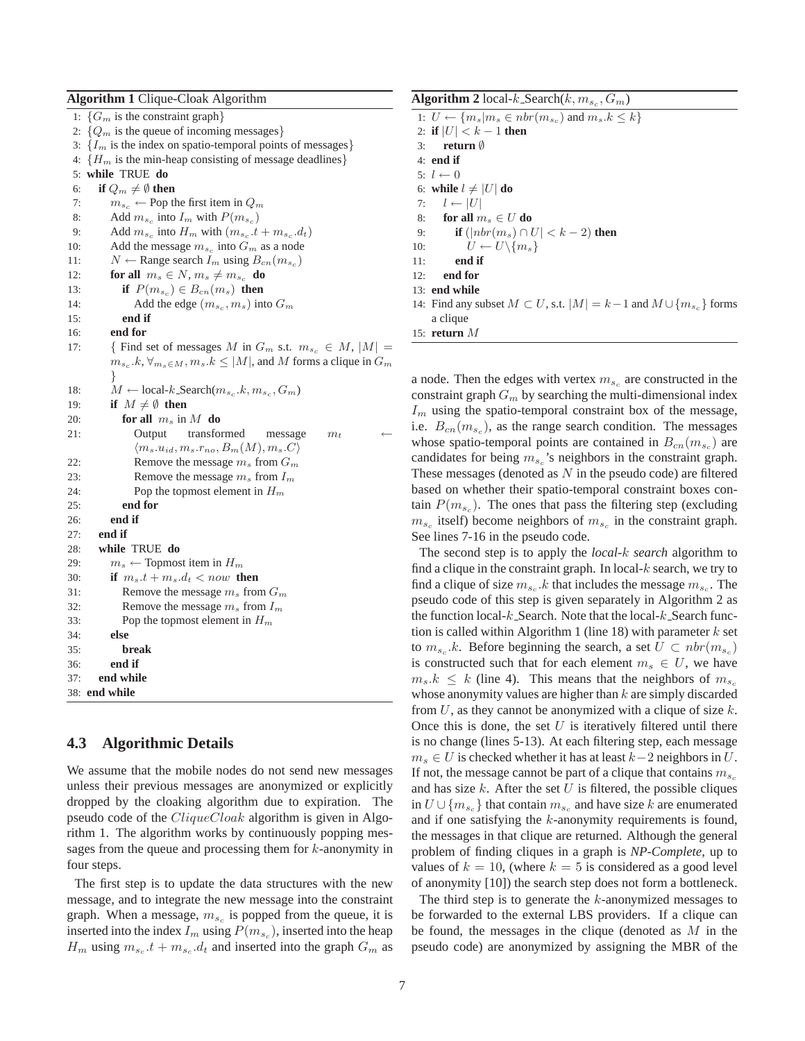**Algorithm 1** Clique-Cloak Algorithm

```
1: {G_m is the constraint graph}
2: {Q_m is the queue of incoming messages}
3: {I_m is the index on spatio-temporal points of messages}
4: {H_m is the min-heap consisting of message deadlines}
5: while TRUE do
6:   if Q_m ≠ ∅ then
7:     m_sc ← Pop the first item in Q_m
8:     Add m_sc into I_m with P(m_sc)
9:     Add m_sc into H_m with (m_sc.t + m_sc.d_t)
10:    Add the message m_sc into G_m as a node
11:    N ← Range search I_m using B_cn(m_sc)
12:    for all m_s ∈ N, m_s ≠ m_sc do
13:      if P(m_sc) ∈ B_cn(m_s) then
14:        Add the edge (m_sc, m_s) into G_m
15:      end if
16:    end for
17:    { Find set of messages M in G_m s.t. m_sc ∈ M, |M| =
       m_sc.k, ∀ m_s∈M, m_s.k ≤ |M|, and M forms a clique in G_m }
18:    M ← local-k_Search(m_sc.k, m_sc, G_m)
19:    if M ≠ ∅ then
20:      for all m_s in M do
21:        Output transformed message m_t ←
           ⟨m_s.u_id, m_s.r_no, B_m(M), m_s.C⟩
22:        Remove the message m_s from G_m
23:        Remove the message m_s from I_m
24:        Pop the topmost element in H_m
25:      end for
26:    end if
27:  end if
28:  while TRUE do
29:    m_s ← Topmost item in H_m
30:    if m_s.t + m_s.d_t < now then
31:      Remove the message m_s from G_m
32:      Remove the message m_s from I_m
33:      Pop the topmost element in H_m
34:    else
35:      break
36:    end if
37:  end while
38: end while
```

## 4.3 Algorithmic Details

We assume that the mobile nodes do not send new messages unless their previous messages are anonymized or explicitly dropped by the cloaking algorithm due to expiration. The pseudo code of the $CliqueCloak$ algorithm is given in Algorithm 1. The algorithm works by continuously popping messages from the queue and processing them for $k$-anonymity in four steps.

The first step is to update the data structures with the new message, and to integrate the new message into the constraint graph. When a message, $m_{s_c}$ is popped from the queue, it is inserted into the index $I_m$ using $P(m_{s_c})$, inserted into the heap $H_m$ using $m_{s_c}.t + m_{s_c}.d_t$ and inserted into the graph $G_m$ as a node. Then the edges with vertex $m_{s_c}$ are constructed in the constraint graph $G_m$ by searching the multi-dimensional index $I_m$ using the spatio-temporal constraint box of the message, i.e. $B_{cn}(m_{s_c})$, as the range search condition. The messages whose spatio-temporal points are contained in $B_{cn}(m_{s_c})$ are candidates for being $m_{s_c}$'s neighbors in the constraint graph. These messages (denoted as $N$ in the pseudo code) are filtered based on whether their spatio-temporal constraint boxes contain $P(m_{s_c})$. The ones that pass the filtering step (excluding $m_{s_c}$ itself) become neighbors of $m_{s_c}$ in the constraint graph. See lines 7-16 in the pseudo code.

**Algorithm 2** local-$k$_Search($k, m_{s_c}, G_m$)

```
1: U ← {m_s | m_s ∈ nbr(m_sc) and m_s.k ≤ k}
2: if |U| < k − 1 then
3:   return ∅
4: end if
5: l ← 0
6: while l ≠ |U| do
7:   l ← |U|
8:   for all m_s ∈ U do
9:     if (|nbr(m_s) ∩ U| < k − 2) then
10:      U ← U \ {m_s}
11:    end if
12:  end for
13: end while
14: Find any subset M ⊂ U, s.t. |M| = k−1 and M ∪ {m_sc} forms
    a clique
15: return M
```

The second step is to apply the *local-$k$ search* algorithm to find a clique in the constraint graph. In local-$k$ search, we try to find a clique of size $m_{s_c}.k$ that includes the message $m_{s_c}$. The pseudo code of this step is given separately in Algorithm 2 as the function local-$k$_Search. Note that the local-$k$_Search function is called within Algorithm 1 (line 18) with parameter $k$ set to $m_{s_c}.k$. Before beginning the search, a set $U \subset nbr(m_{s_c})$ is constructed such that for each element $m_s \in U$, we have $m_s.k \leq k$ (line 4). This means that the neighbors of $m_{s_c}$ whose anonymity values are higher than $k$ are simply discarded from $U$, as they cannot be anonymized with a clique of size $k$. Once this is done, the set $U$ is iteratively filtered until there is no change (lines 5-13). At each filtering step, each message $m_s \in U$ is checked whether it has at least $k-2$ neighbors in $U$. If not, the message cannot be part of a clique that contains $m_{s_c}$ and has size $k$. After the set $U$ is filtered, the possible cliques in $U \cup \{m_{s_c}\}$ that contain $m_{s_c}$ and have size $k$ are enumerated and if one satisfying the $k$-anonymity requirements is found, the messages in that clique are returned. Although the general problem of finding cliques in a graph is *NP-Complete*, up to values of $k = 10$, (where $k = 5$ is considered as a good level of anonymity [10]) the search step does not form a bottleneck.

The third step is to generate the $k$-anonymized messages to be forwarded to the external LBS providers. If a clique can be found, the messages in the clique (denoted as $M$ in the pseudo code) are anonymized by assigning the MBR of the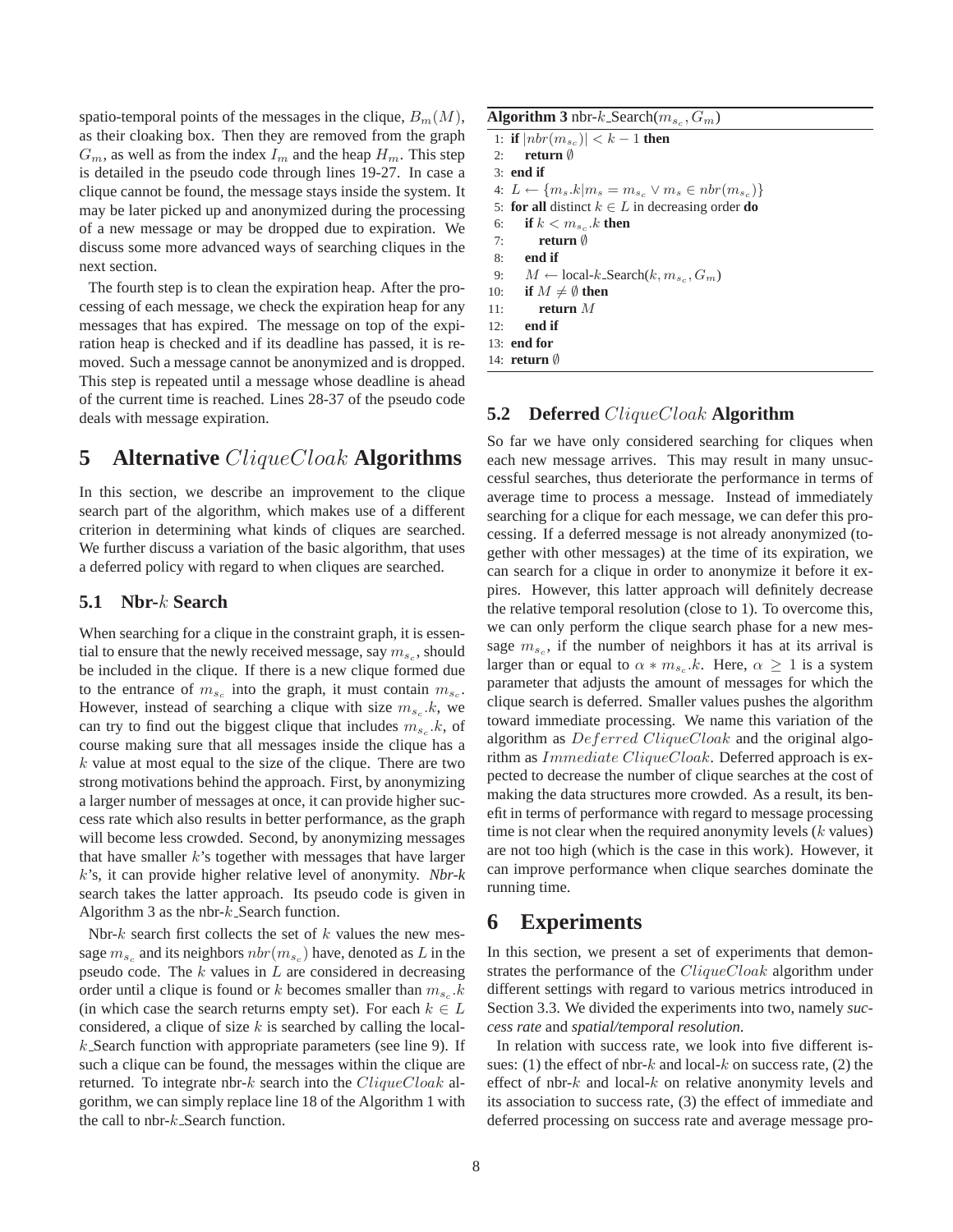spatio-temporal points of the messages in the clique, $B_m(M)$, as their cloaking box. Then they are removed from the graph $G_m$, as well as from the index $I_m$ and the heap $H_m$. This step is detailed in the pseudo code through lines 19-27. In case a clique cannot be found, the message stays inside the system. It may be later picked up and anonymized during the processing of a new message or may be dropped due to expiration. We discuss some more advanced ways of searching cliques in the next section.

The fourth step is to clean the expiration heap. After the processing of each message, we check the expiration heap for any messages that has expired. The message on top of the expiration heap is checked and if its deadline has passed, it is removed. Such a message cannot be anonymized and is dropped. This step is repeated until a message whose deadline is ahead of the current time is reached. Lines 28-37 of the pseudo code deals with message expiration.

# 5 Alternative $CliqueCloak$ Algorithms

In this section, we describe an improvement to the clique search part of the algorithm, which makes use of a different criterion in determining what kinds of cliques are searched. We further discuss a variation of the basic algorithm, that uses a deferred policy with regard to when cliques are searched.

## 5.1 Nbr-$k$ Search

When searching for a clique in the constraint graph, it is essential to ensure that the newly received message, say $m_{s_c}$, should be included in the clique. If there is a new clique formed due to the entrance of $m_{s_c}$ into the graph, it must contain $m_{s_c}$. However, instead of searching a clique with size $m_{s_c}.k$, we can try to find out the biggest clique that includes $m_{s_c}.k$, of course making sure that all messages inside the clique has a $k$ value at most equal to the size of the clique. There are two strong motivations behind the approach. First, by anonymizing a larger number of messages at once, it can provide higher success rate which also results in better performance, as the graph will become less crowded. Second, by anonymizing messages that have smaller $k$'s together with messages that have larger $k$'s, it can provide higher relative level of anonymity. *Nbr-k* search takes the latter approach. Its pseudo code is given in Algorithm 3 as the nbr-$k$\_Search function.

Nbr-$k$ search first collects the set of $k$ values the new message $m_{s_c}$ and its neighbors $nbr(m_{s_c})$ have, denoted as $L$ in the pseudo code. The $k$ values in $L$ are considered in decreasing order until a clique is found or $k$ becomes smaller than $m_{s_c}.k$ (in which case the search returns empty set). For each $k \in L$ considered, a clique of size $k$ is searched by calling the local-$k$\_Search function with appropriate parameters (see line 9). If such a clique can be found, the messages within the clique are returned. To integrate nbr-$k$ search into the $CliqueCloak$ algorithm, we can simply replace line 18 of the Algorithm 1 with the call to nbr-$k$\_Search function.

**Algorithm 3** nbr-$k$\_Search($m_{s_c}, G_m$)

```
1:  if |nbr(m_sc)| < k − 1 then
2:     return ∅
3:  end if
4:  L ← {m_s.k | m_s = m_sc ∨ m_s ∈ nbr(m_sc)}
5:  for all distinct k ∈ L in decreasing order do
6:     if k < m_sc.k then
7:        return ∅
8:     end if
9:     M ← local-k_Search(k, m_sc, G_m)
10:    if M ≠ ∅ then
11:       return M
12:    end if
13: end for
14: return ∅
```

## 5.2 Deferred $CliqueCloak$ Algorithm

So far we have only considered searching for cliques when each new message arrives. This may result in many unsuccessful searches, thus deteriorate the performance in terms of average time to process a message. Instead of immediately searching for a clique for each message, we can defer this processing. If a deferred message is not already anonymized (together with other messages) at the time of its expiration, we can search for a clique in order to anonymize it before it expires. However, this latter approach will definitely decrease the relative temporal resolution (close to 1). To overcome this, we can only perform the clique search phase for a new message $m_{s_c}$, if the number of neighbors it has at its arrival is larger than or equal to $\alpha * m_{s_c}.k$. Here, $\alpha \geq 1$ is a system parameter that adjusts the amount of messages for which the clique search is deferred. Smaller values pushes the algorithm toward immediate processing. We name this variation of the algorithm as $Deferred\ CliqueCloak$ and the original algorithm as $Immediate\ CliqueCloak$. Deferred approach is expected to decrease the number of clique searches at the cost of making the data structures more crowded. As a result, its benefit in terms of performance with regard to message processing time is not clear when the required anonymity levels ($k$ values) are not too high (which is the case in this work). However, it can improve performance when clique searches dominate the running time.

# 6 Experiments

In this section, we present a set of experiments that demonstrates the performance of the $CliqueCloak$ algorithm under different settings with regard to various metrics introduced in Section 3.3. We divided the experiments into two, namely *success rate* and *spatial/temporal resolution*.

In relation with success rate, we look into five different issues: (1) the effect of nbr-$k$ and local-$k$ on success rate, (2) the effect of nbr-$k$ and local-$k$ on relative anonymity levels and its association to success rate, (3) the effect of immediate and deferred processing on success rate and average message pro-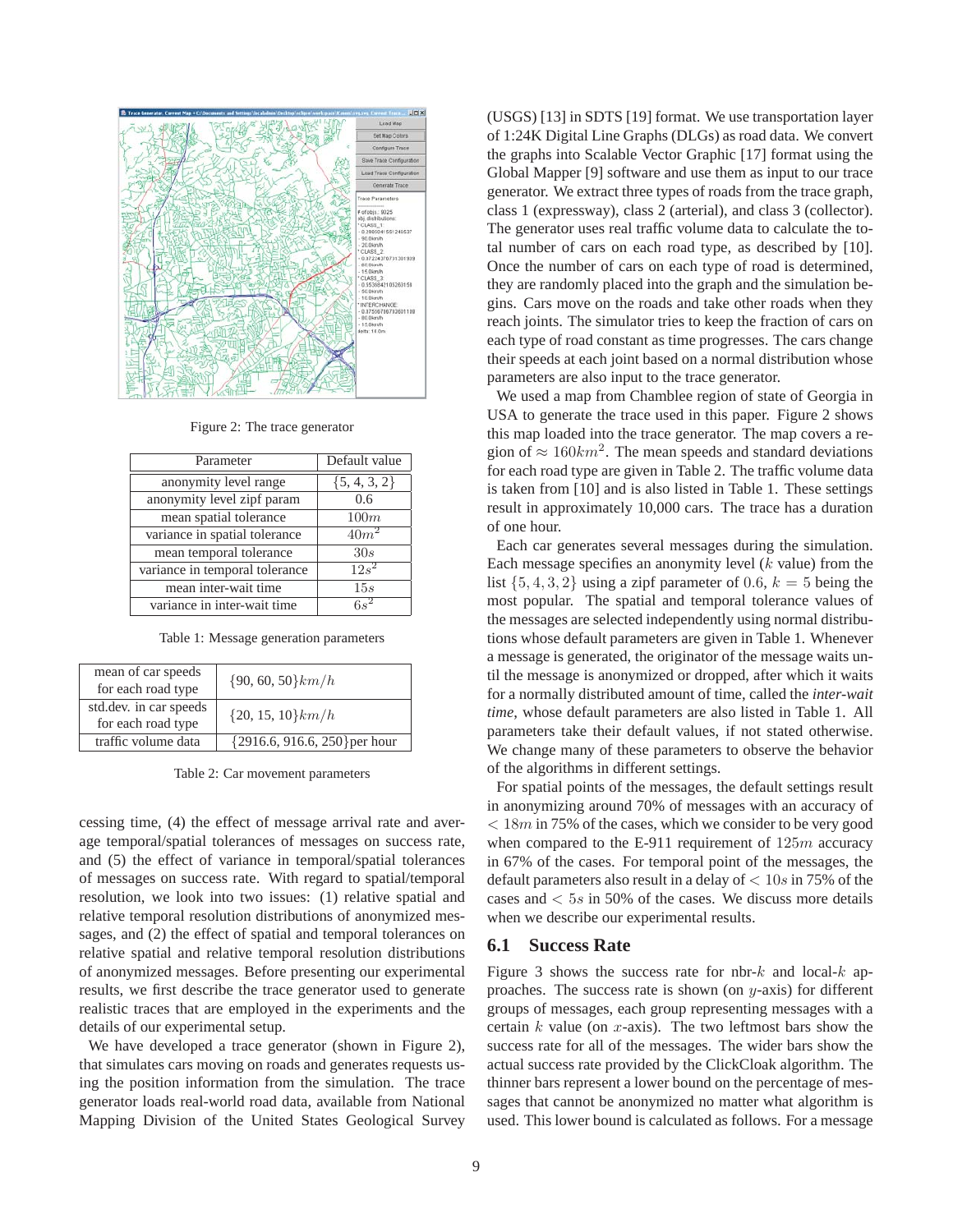Figure 2: The trace generator

| Parameter | Default value |
|---|---|
| anonymity level range | {5, 4, 3, 2} |
| anonymity level zipf param | 0.6 |
| mean spatial tolerance | $100m$ |
| variance in spatial tolerance | $40m^2$ |
| mean temporal tolerance | $30s$ |
| variance in temporal tolerance | $12s^2$ |
| mean inter-wait time | $15s$ |
| variance in inter-wait time | $6s^2$ |

Table 1: Message generation parameters

| | |
|---|---|
| mean of car speeds for each road type | $\{90, 60, 50\}km/h$ |
| std.dev. in car speeds for each road type | $\{20, 15, 10\}km/h$ |
| traffic volume data | {2916.6, 916.6, 250}per hour |

Table 2: Car movement parameters

cessing time, (4) the effect of message arrival rate and average temporal/spatial tolerances of messages on success rate, and (5) the effect of variance in temporal/spatial tolerances of messages on success rate. With regard to spatial/temporal resolution, we look into two issues: (1) relative spatial and relative temporal resolution distributions of anonymized messages, and (2) the effect of spatial and temporal tolerances on relative spatial and relative temporal resolution distributions of anonymized messages. Before presenting our experimental results, we first describe the trace generator used to generate realistic traces that are employed in the experiments and the details of our experimental setup.

We have developed a trace generator (shown in Figure 2), that simulates cars moving on roads and generates requests using the position information from the simulation. The trace generator loads real-world road data, available from National Mapping Division of the United States Geological Survey (USGS) [13] in SDTS [19] format. We use transportation layer of 1:24K Digital Line Graphs (DLGs) as road data. We convert the graphs into Scalable Vector Graphic [17] format using the Global Mapper [9] software and use them as input to our trace generator. We extract three types of roads from the trace graph, class 1 (expressway), class 2 (arterial), and class 3 (collector). The generator uses real traffic volume data to calculate the total number of cars on each road type, as described by [10]. Once the number of cars on each type of road is determined, they are randomly placed into the graph and the simulation begins. Cars move on the roads and take other roads when they reach joints. The simulator tries to keep the fraction of cars on each type of road constant as time progresses. The cars change their speeds at each joint based on a normal distribution whose parameters are also input to the trace generator.

We used a map from Chamblee region of state of Georgia in USA to generate the trace used in this paper. Figure 2 shows this map loaded into the trace generator. The map covers a region of $\approx 160km^2$. The mean speeds and standard deviations for each road type are given in Table 2. The traffic volume data is taken from [10] and is also listed in Table 1. These settings result in approximately 10,000 cars. The trace has a duration of one hour.

Each car generates several messages during the simulation. Each message specifies an anonymity level ($k$ value) from the list $\{5, 4, 3, 2\}$ using a zipf parameter of $0.6$, $k = 5$ being the most popular. The spatial and temporal tolerance values of the messages are selected independently using normal distributions whose default parameters are given in Table 1. Whenever a message is generated, the originator of the message waits until the message is anonymized or dropped, after which it waits for a normally distributed amount of time, called the *inter-wait time*, whose default parameters are also listed in Table 1. All parameters take their default values, if not stated otherwise. We change many of these parameters to observe the behavior of the algorithms in different settings.

For spatial points of the messages, the default settings result in anonymizing around 70% of messages with an accuracy of $< 18m$ in 75% of the cases, which we consider to be very good when compared to the E-911 requirement of $125m$ accuracy in 67% of the cases. For temporal point of the messages, the default parameters also result in a delay of $< 10s$ in 75% of the cases and $< 5s$ in 50% of the cases. We discuss more details when we describe our experimental results.

## 6.1 Success Rate

Figure 3 shows the success rate for nbr-$k$ and local-$k$ approaches. The success rate is shown (on $y$-axis) for different groups of messages, each group representing messages with a certain $k$ value (on $x$-axis). The two leftmost bars show the success rate for all of the messages. The wider bars show the actual success rate provided by the ClickCloak algorithm. The thinner bars represent a lower bound on the percentage of messages that cannot be anonymized no matter what algorithm is used. This lower bound is calculated as follows. For a message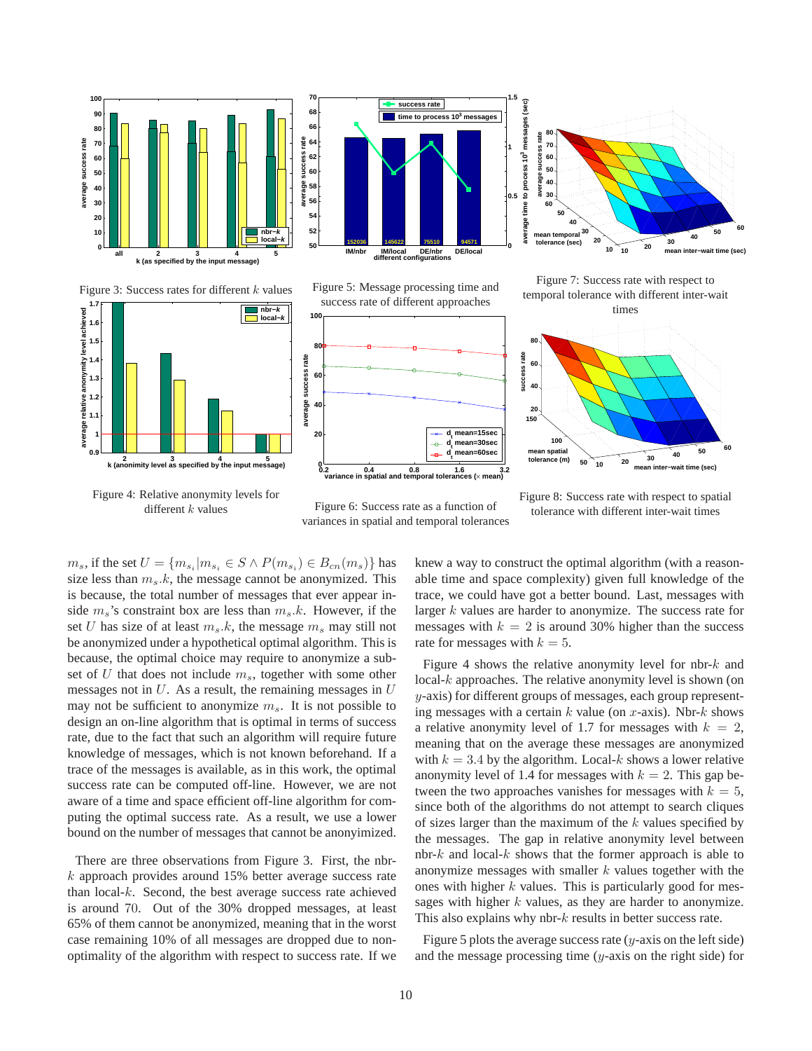Figure 3: Success rates for different $k$ values

Figure 4: Relative anonymity levels for different $k$ values

Figure 5: Message processing time and success rate of different approaches

Figure 6: Success rate as a function of variances in spatial and temporal tolerances

Figure 7: Success rate with respect to temporal tolerance with different inter-wait times

Figure 8: Success rate with respect to spatial tolerance with different inter-wait times

$m_s$, if the set $U = \{m_{s_i} | m_{s_i} \in S \wedge P(m_{s_i}) \in B_{cn}(m_s)\}$ has size less than $m_s.k$, the message cannot be anonymized. This is because, the total number of messages that ever appear inside $m_s$'s constraint box are less than $m_s.k$. However, if the set $U$ has size of at least $m_s.k$, the message $m_s$ may still not be anonymized under a hypothetical optimal algorithm. This is because, the optimal choice may require to anonymize a subset of $U$ that does not include $m_s$, together with some other messages not in $U$. As a result, the remaining messages in $U$ may not be sufficient to anonymize $m_s$. It is not possible to design an on-line algorithm that is optimal in terms of success rate, due to the fact that such an algorithm will require future knowledge of messages, which is not known beforehand. If a trace of the messages is available, as in this work, the optimal success rate can be computed off-line. However, we are not aware of a time and space efficient off-line algorithm for computing the optimal success rate. As a result, we use a lower bound on the number of messages that cannot be anonyimized.

There are three observations from Figure 3. First, the nbr-$k$ approach provides around 15% better average success rate than local-$k$. Second, the best average success rate achieved is around 70. Out of the 30% dropped messages, at least 65% of them cannot be anonymized, meaning that in the worst case remaining 10% of all messages are dropped due to non-optimality of the algorithm with respect to success rate. If we knew a way to construct the optimal algorithm (with a reasonable time and space complexity) given full knowledge of the trace, we could have got a better bound. Last, messages with larger $k$ values are harder to anonymize. The success rate for messages with $k = 2$ is around 30% higher than the success rate for messages with $k = 5$.

Figure 4 shows the relative anonymity level for nbr-$k$ and local-$k$ approaches. The relative anonymity level is shown (on $y$-axis) for different groups of messages, each group representing messages with a certain $k$ value (on $x$-axis). Nbr-$k$ shows a relative anonymity level of 1.7 for messages with $k = 2$, meaning that on the average these messages are anonymized with $k = 3.4$ by the algorithm. Local-$k$ shows a lower relative anonymity level of 1.4 for messages with $k = 2$. This gap between the two approaches vanishes for messages with $k = 5$, since both of the algorithms do not attempt to search cliques of sizes larger than the maximum of the $k$ values specified by the messages. The gap in relative anonymity level between nbr-$k$ and local-$k$ shows that the former approach is able to anonymize messages with smaller $k$ values together with the ones with higher $k$ values. This is particularly good for messages with higher $k$ values, as they are harder to anonymize. This also explains why nbr-$k$ results in better success rate.

Figure 5 plots the average success rate ($y$-axis on the left side) and the message processing time ($y$-axis on the right side) for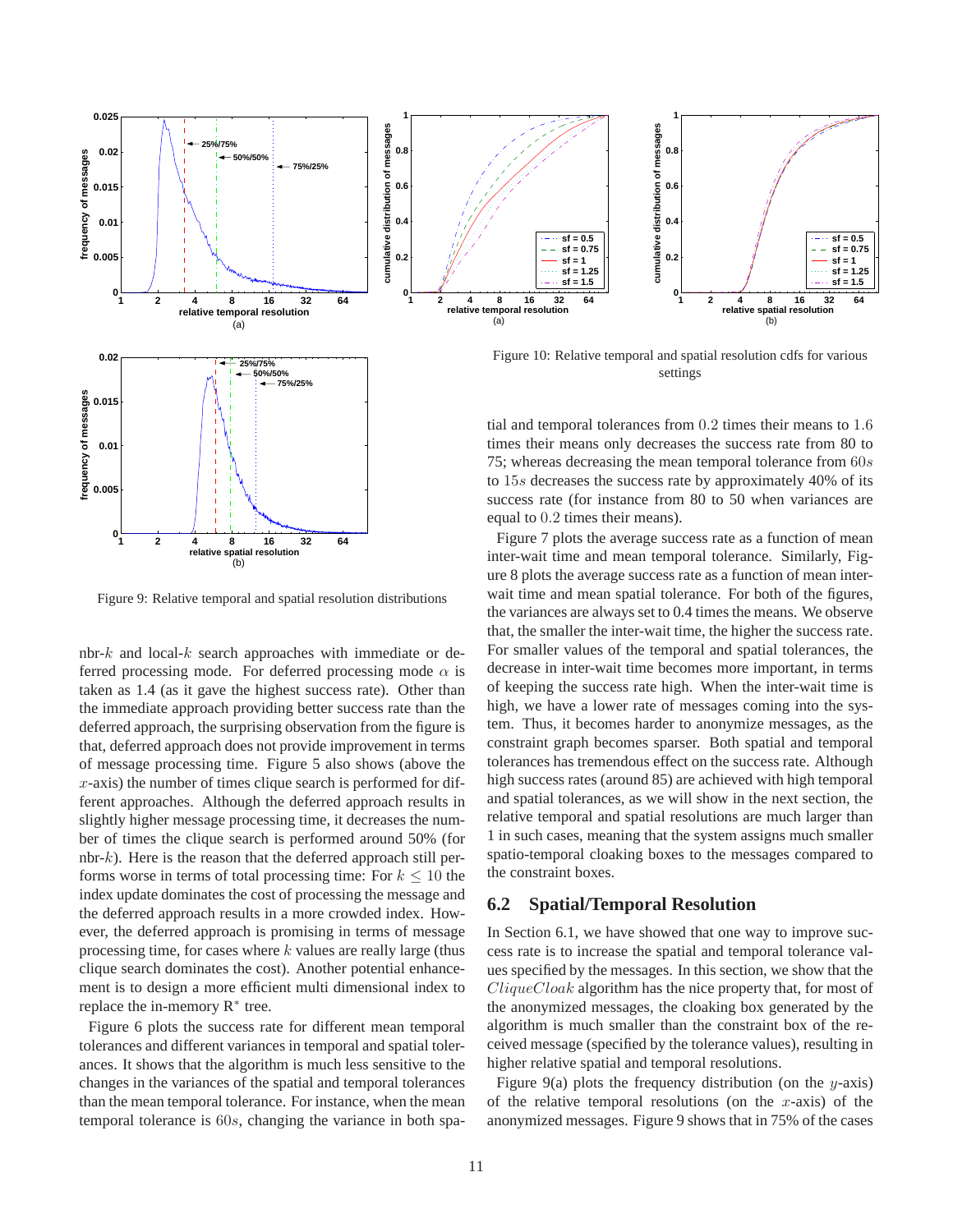Figure 9: Relative temporal and spatial resolution distributions

Figure 10: Relative temporal and spatial resolution cdfs for various settings

nbr-$k$ and local-$k$ search approaches with immediate or deferred processing mode. For deferred processing mode $\alpha$ is taken as 1.4 (as it gave the highest success rate). Other than the immediate approach providing better success rate than the deferred approach, the surprising observation from the figure is that, deferred approach does not provide improvement in terms of message processing time. Figure 5 also shows (above the $x$-axis) the number of times clique search is performed for different approaches. Although the deferred approach results in slightly higher message processing time, it decreases the number of times the clique search is performed around 50% (for nbr-$k$). Here is the reason that the deferred approach still performs worse in terms of total processing time: For $k \leq 10$ the index update dominates the cost of processing the message and the deferred approach results in a more crowded index. However, the deferred approach is promising in terms of message processing time, for cases where $k$ values are really large (thus clique search dominates the cost). Another potential enhancement is to design a more efficient multi dimensional index to replace the in-memory R$^*$ tree.

Figure 6 plots the success rate for different mean temporal tolerances and different variances in temporal and spatial tolerances. It shows that the algorithm is much less sensitive to the changes in the variances of the spatial and temporal tolerances than the mean temporal tolerance. For instance, when the mean temporal tolerance is $60s$, changing the variance in both spatial and temporal tolerances from $0.2$ times their means to $1.6$ times their means only decreases the success rate from 80 to 75; whereas decreasing the mean temporal tolerance from $60s$ to $15s$ decreases the success rate by approximately 40% of its success rate (for instance from 80 to 50 when variances are equal to $0.2$ times their means).

Figure 7 plots the average success rate as a function of mean inter-wait time and mean temporal tolerance. Similarly, Figure 8 plots the average success rate as a function of mean inter-wait time and mean spatial tolerance. For both of the figures, the variances are always set to 0.4 times the means. We observe that, the smaller the inter-wait time, the higher the success rate. For smaller values of the temporal and spatial tolerances, the decrease in inter-wait time becomes more important, in terms of keeping the success rate high. When the inter-wait time is high, we have a lower rate of messages coming into the system. Thus, it becomes harder to anonymize messages, as the constraint graph becomes sparser. Both spatial and temporal tolerances has tremendous effect on the success rate. Although high success rates (around 85) are achieved with high temporal and spatial tolerances, as we will show in the next section, the relative temporal and spatial resolutions are much larger than 1 in such cases, meaning that the system assigns much smaller spatio-temporal cloaking boxes to the messages compared to the constraint boxes.

## 6.2 Spatial/Temporal Resolution

In Section 6.1, we have showed that one way to improve success rate is to increase the spatial and temporal tolerance values specified by the messages. In this section, we show that the $CliqueCloak$ algorithm has the nice property that, for most of the anonymized messages, the cloaking box generated by the algorithm is much smaller than the constraint box of the received message (specified by the tolerance values), resulting in higher relative spatial and temporal resolutions.

Figure 9(a) plots the frequency distribution (on the $y$-axis) of the relative temporal resolutions (on the $x$-axis) of the anonymized messages. Figure 9 shows that in 75% of the cases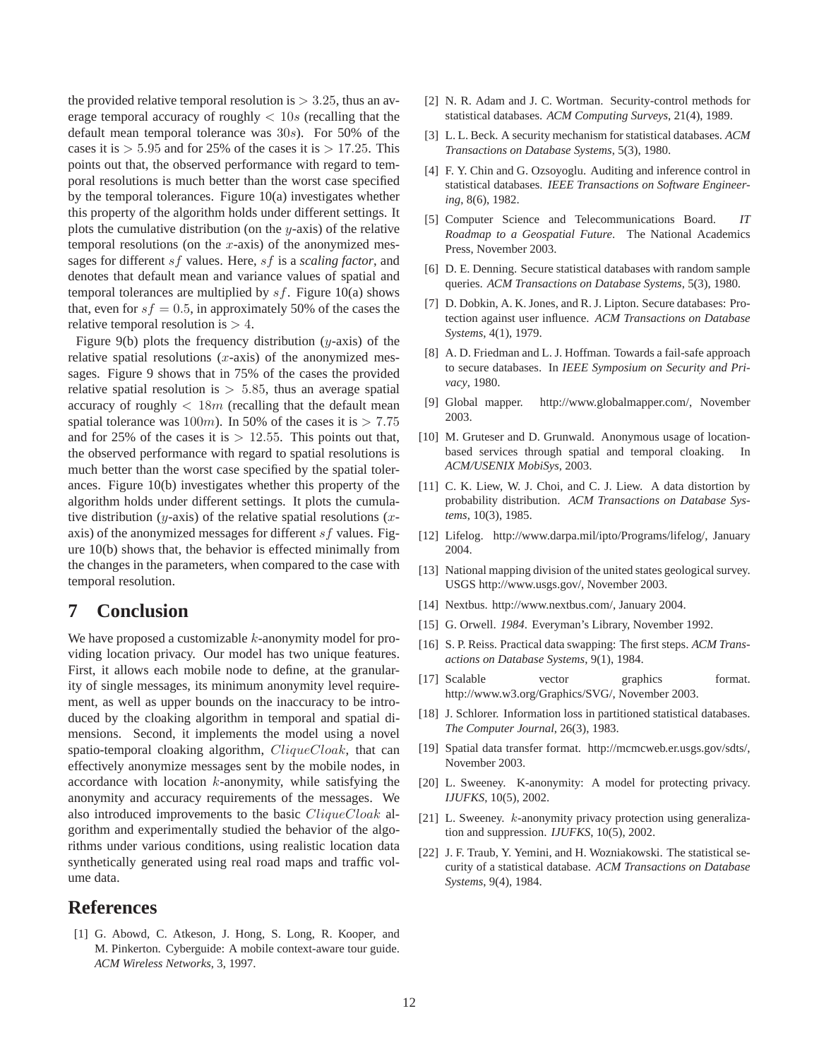the provided relative temporal resolution is $> 3.25$, thus an average temporal accuracy of roughly $< 10s$ (recalling that the default mean temporal tolerance was $30s$). For 50% of the cases it is $> 5.95$ and for 25% of the cases it is $> 17.25$. This points out that, the observed performance with regard to temporal resolutions is much better than the worst case specified by the temporal tolerances. Figure 10(a) investigates whether this property of the algorithm holds under different settings. It plots the cumulative distribution (on the $y$-axis) of the relative temporal resolutions (on the $x$-axis) of the anonymized messages for different $sf$ values. Here, $sf$ is a *scaling factor*, and denotes that default mean and variance values of spatial and temporal tolerances are multiplied by $sf$. Figure 10(a) shows that, even for $sf = 0.5$, in approximately 50% of the cases the relative temporal resolution is $> 4$.

Figure 9(b) plots the frequency distribution ($y$-axis) of the relative spatial resolutions ($x$-axis) of the anonymized messages. Figure 9 shows that in 75% of the cases the provided relative spatial resolution is $> 5.85$, thus an average spatial accuracy of roughly $< 18m$ (recalling that the default mean spatial tolerance was $100m$). In 50% of the cases it is $> 7.75$ and for 25% of the cases it is $> 12.55$. This points out that, the observed performance with regard to spatial resolutions is much better than the worst case specified by the spatial tolerances. Figure 10(b) investigates whether this property of the algorithm holds under different settings. It plots the cumulative distribution ($y$-axis) of the relative spatial resolutions ($x$-axis) of the anonymized messages for different $sf$ values. Figure 10(b) shows that, the behavior is effected minimally from the changes in the parameters, when compared to the case with temporal resolution.

# 7 Conclusion

We have proposed a customizable $k$-anonymity model for providing location privacy. Our model has two unique features. First, it allows each mobile node to define, at the granularity of single messages, its minimum anonymity level requirement, as well as upper bounds on the inaccuracy to be introduced by the cloaking algorithm in temporal and spatial dimensions. Second, it implements the model using a novel spatio-temporal cloaking algorithm, $CliqueCloak$, that can effectively anonymize messages sent by the mobile nodes, in accordance with location $k$-anonymity, while satisfying the anonymity and accuracy requirements of the messages. We also introduced improvements to the basic $CliqueCloak$ algorithm and experimentally studied the behavior of the algorithms under various conditions, using realistic location data synthetically generated using real road maps and traffic volume data.

# References

[1] G. Abowd, C. Atkeson, J. Hong, S. Long, R. Kooper, and M. Pinkerton. Cyberguide: A mobile context-aware tour guide. *ACM Wireless Networks*, 3, 1997.

[2] N. R. Adam and J. C. Wortman. Security-control methods for statistical databases. *ACM Computing Surveys*, 21(4), 1989.

[3] L. L. Beck. A security mechanism for statistical databases. *ACM Transactions on Database Systems*, 5(3), 1980.

[4] F. Y. Chin and G. Ozsoyoglu. Auditing and inference control in statistical databases. *IEEE Transactions on Software Engineering*, 8(6), 1982.

[5] Computer Science and Telecommunications Board. *IT Roadmap to a Geospatial Future*. The National Academics Press, November 2003.

[6] D. E. Denning. Secure statistical databases with random sample queries. *ACM Transactions on Database Systems*, 5(3), 1980.

[7] D. Dobkin, A. K. Jones, and R. J. Lipton. Secure databases: Protection against user influence. *ACM Transactions on Database Systems*, 4(1), 1979.

[8] A. D. Friedman and L. J. Hoffman. Towards a fail-safe approach to secure databases. In *IEEE Symposium on Security and Privacy*, 1980.

[9] Global mapper. http://www.globalmapper.com/, November 2003.

[10] M. Gruteser and D. Grunwald. Anonymous usage of location-based services through spatial and temporal cloaking. In *ACM/USENIX MobiSys*, 2003.

[11] C. K. Liew, W. J. Choi, and C. J. Liew. A data distortion by probability distribution. *ACM Transactions on Database Systems*, 10(3), 1985.

[12] Lifelog. http://www.darpa.mil/ipto/Programs/lifelog/, January 2004.

[13] National mapping division of the united states geological survey. USGS http://www.usgs.gov/, November 2003.

[14] Nextbus. http://www.nextbus.com/, January 2004.

[15] G. Orwell. *1984*. Everyman's Library, November 1992.

[16] S. P. Reiss. Practical data swapping: The first steps. *ACM Transactions on Database Systems*, 9(1), 1984.

[17] Scalable vector graphics format. http://www.w3.org/Graphics/SVG/, November 2003.

[18] J. Schlorer. Information loss in partitioned statistical databases. *The Computer Journal*, 26(3), 1983.

[19] Spatial data transfer format. http://mcmcweb.er.usgs.gov/sdts/, November 2003.

[20] L. Sweeney. K-anonymity: A model for protecting privacy. *IJUFKS*, 10(5), 2002.

[21] L. Sweeney. $k$-anonymity privacy protection using generalization and suppression. *IJUFKS*, 10(5), 2002.

[22] J. F. Traub, Y. Yemini, and H. Wozniakowski. The statistical security of a statistical database. *ACM Transactions on Database Systems*, 9(4), 1984.